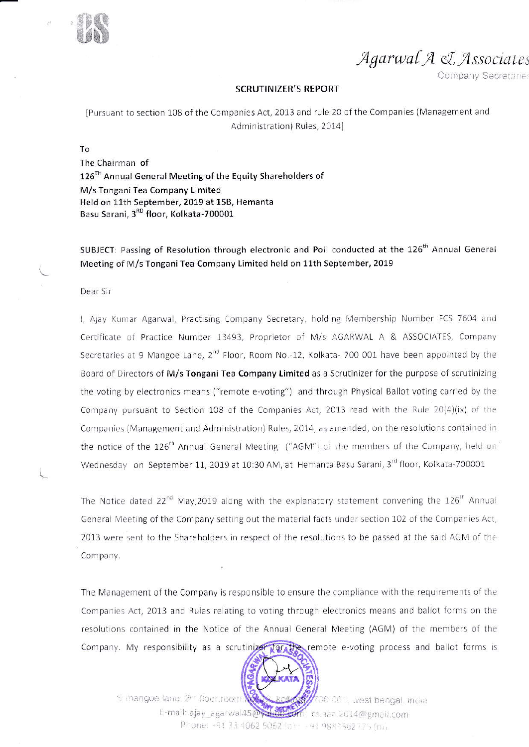Agarwal A & Associates

Company Secretaries

## SCRUTINIZER'S REPORT

[Pursuant to section 108 of the Companies Act, 2013 and rule 20 of the Companies (Management and Administration) Rules, 2014]

**To**
**The Chairman of**
**126TH Annual General Meeting of the Equity Shareholders of**
**M/s Tongani Tea Company Limited**
**Held on 11th September, 2019 at 15B, Hemanta**
**Basu Sarani, 3RD floor, Kolkata-700001**

**SUBJECT: Passing of Resolution through electronic and Poll conducted at the 126th Annual General Meeting of M/s Tongani Tea Company Limited held on 11th September, 2019**

Dear Sir

I, Ajay Kumar Agarwal, Practising Company Secretary, holding Membership Number FCS 7604 and Certificate of Practice Number 13493, Proprietor of M/s AGARWAL A & ASSOCIATES, Company Secretaries at 9 Mangoe Lane, 2nd Floor, Room No.-12, Kolkata- 700 001 have been appointed by the Board of Directors of **M/s Tongani Tea Company Limited** as a Scrutinizer for the purpose of scrutinizing the voting by electronics means ("remote e-voting") and through Physical Ballot voting carried by the Company pursuant to Section 108 of the Companies Act, 2013 read with the Rule 20(4)(ix) of the Companies (Management and Administration) Rules, 2014, as amended, on the resolutions contained in the notice of the 126th Annual General Meeting ("AGM") of the members of the Company, held on Wednesday on September 11, 2019 at 10:30 AM, at Hemanta Basu Sarani, 3rd floor, Kolkata-700001

The Notice dated 22nd May,2019 along with the explanatory statement convening the 126th Annual General Meeting of the Company setting out the material facts under section 102 of the Companies Act, 2013 were sent to the Shareholders in respect of the resolutions to be passed at the said AGM of the Company.

The Management of the Company is responsible to ensure the compliance with the requirements of the Companies Act, 2013 and Rules relating to voting through electronics means and ballot forms on the resolutions contained in the Notice of the Annual General Meeting (AGM) of the members of the Company. My responsibility as a scrutinizer for the remote e-voting process and ballot forms is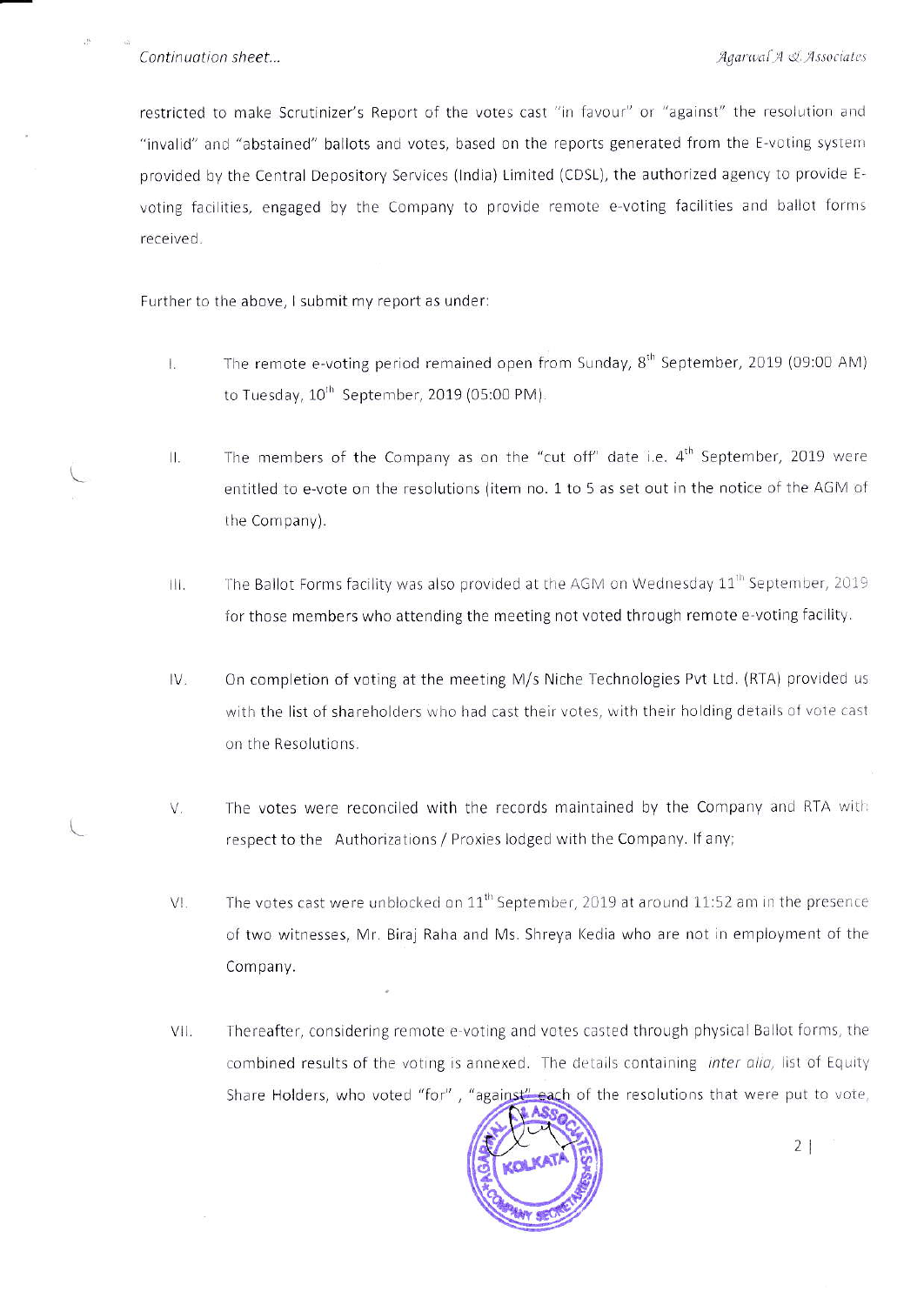restricted to make Scrutinizer's Report of the votes cast "in favour" or "against" the resolution and "invalid" and "abstained" ballots and votes, based on the reports generated from the E-voting system provided by the Central Depository Services (India) Limited (CDSL), the authorized agency to provide E-voting facilities, engaged by the Company to provide remote e-voting facilities and ballot forms received.

Further to the above, I submit my report as under:

I. The remote e-voting period remained open from Sunday, 8th September, 2019 (09:00 AM) to Tuesday, 10th September, 2019 (05:00 PM).

II. The members of the Company as on the "cut off" date i.e. 4th September, 2019 were entitled to e-vote on the resolutions (item no. 1 to 5 as set out in the notice of the AGM of the Company).

III. The Ballot Forms facility was also provided at the AGM on Wednesday 11th September, 2019 for those members who attending the meeting not voted through remote e-voting facility.

IV. On completion of voting at the meeting M/s Niche Technologies Pvt Ltd. (RTA) provided us with the list of shareholders who had cast their votes, with their holding details of vote cast on the Resolutions.

V. The votes were reconciled with the records maintained by the Company and RTA with respect to the Authorizations / Proxies lodged with the Company. If any;

VI. The votes cast were unblocked on 11th September, 2019 at around 11:52 am in the presence of two witnesses, Mr. Biraj Raha and Ms. Shreya Kedia who are not in employment of the Company.

VII. Thereafter, considering remote e-voting and votes casted through physical Ballot forms, the combined results of the voting is annexed. The details containing *inter alia,* list of Equity Share Holders, who voted "for", "against" each of the resolutions that were put to vote,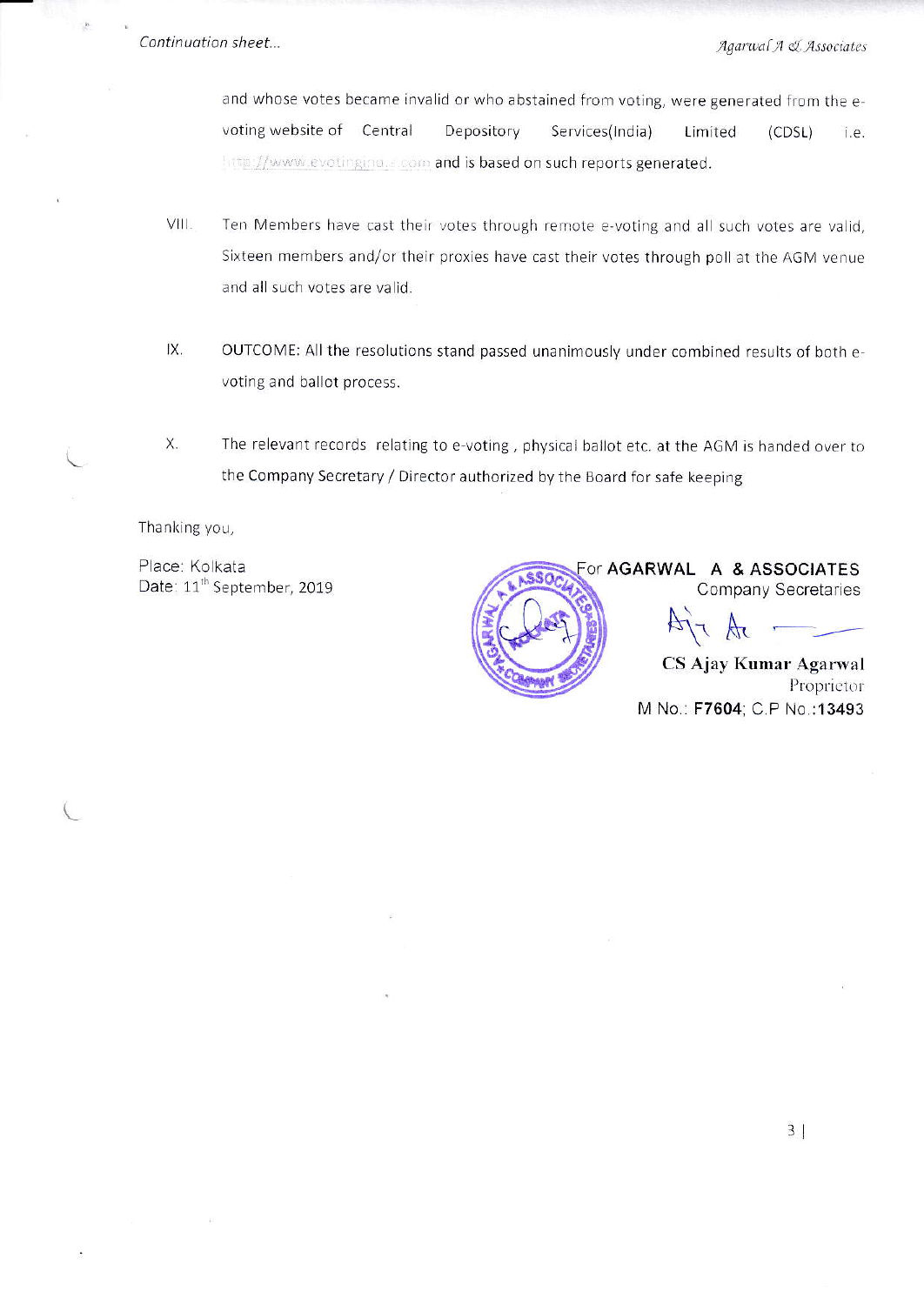and whose votes became invalid or who abstained from voting, were generated from the e-voting website of Central Depository Services(India) Limited (CDSL) i.e. http://www.evotingindia.com and is based on such reports generated.

VIII. Ten Members have cast their votes through remote e-voting and all such votes are valid, Sixteen members and/or their proxies have cast their votes through poll at the AGM venue and all such votes are valid.

IX. OUTCOME: All the resolutions stand passed unanimously under combined results of both e-voting and ballot process.

X. The relevant records relating to e-voting , physical ballot etc. at the AGM is handed over to the Company Secretary / Director authorized by the Board for safe keeping

Thanking you,

Place: Kolkata
Date: 11th September, 2019

For **AGARWAL A & ASSOCIATES**
Company Secretaries

**CS Ajay Kumar Agarwal**
Proprietor
M No.: **F7604**; C.P No.:**13493**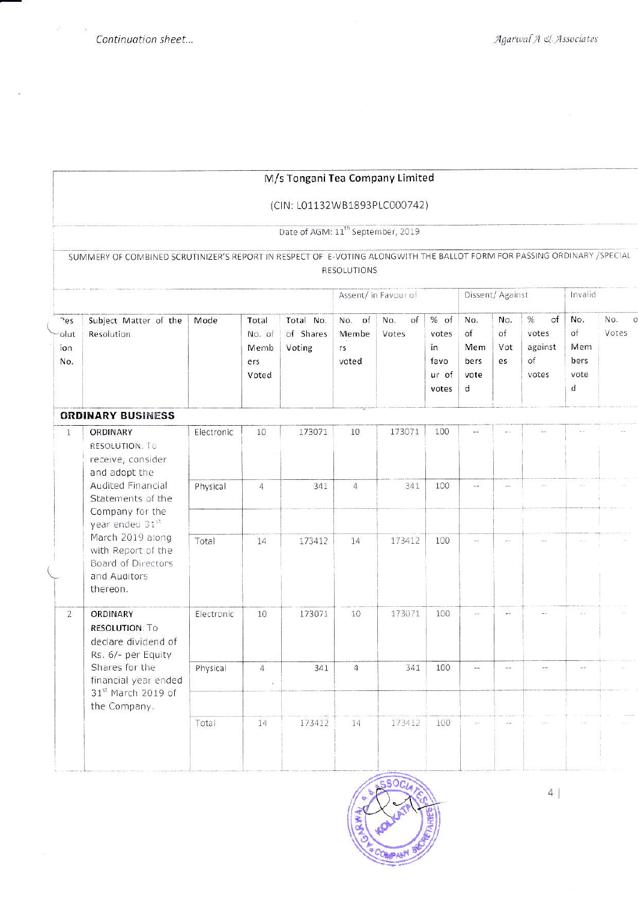M/s Tongani Tea Company Limited

(CIN: L01132WB1893PLC000742)

Date of AGM: 11th September, 2019

SUMMERY OF COMBINED SCRUTINIZER'S REPORT IN RESPECT OF E-VOTING ALONGWITH THE BALLOT FORM FOR PASSING ORDINARY /SPECIAL RESOLUTIONS

| | | | | | Assent/ in Favour of | | | Dissent/ Against | | | Invalid | |
|---|---|---|---|---|---|---|---|---|---|---|---|---|
| Resolution No. | Subject Matter of the Resolution | Mode | Total No. of Members Voted | Total No. of Shares Voting | No. of Members voted | No. of Votes | % of votes in favour of votes | No. of Members voted | No. of Votes | % of votes against of votes | No. of Members voted | No. of Votes |
| **ORDINARY BUSINESS** | | | | | | | | | | | | |
| 1 | ORDINARY RESOLUTION: To receive, consider and adopt the Audited Financial Statements of the Company for the year ended 31st March 2019 along with Report of the Board of Directors and Auditors thereon. | Electronic | 10 | 173071 | 10 | 173071 | 100 | -- | -- | -- | -- | -- |
| | | Physical | 4 | 341 | 4 | 341 | 100 | -- | -- | -- | -- | -- |
| | | Total | 14 | 173412 | 14 | 173412 | 100 | -- | -- | -- | -- | -- |
| 2 | ORDINARY RESOLUTION: To declare dividend of Rs. 6/- per Equity Shares for the financial year ended 31st March 2019 of the Company. | Electronic | 10 | 173071 | 10 | 173071 | 100 | -- | -- | -- | -- | -- |
| | | Physical | 4 | 341 | 4 | 341 | 100 | -- | -- | -- | -- | -- |
| | | Total | 14 | 173412 | 14 | 173412 | 100 | -- | -- | -- | -- | -- |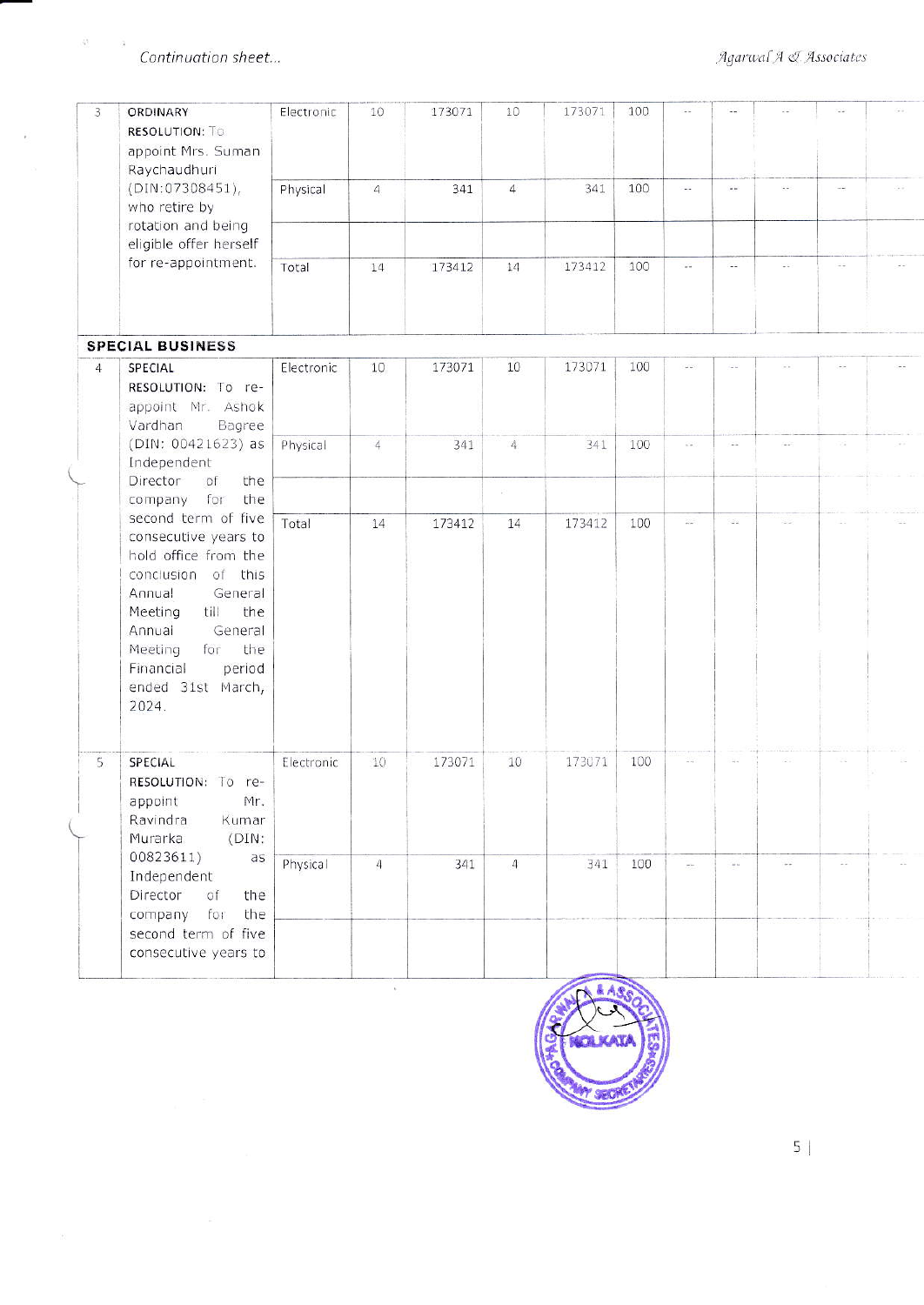*Continuation sheet...*

| | | | | | | | | | | | | |
|---|---|---|---|---|---|---|---|---|---|---|---|---|
| 3 | **ORDINARY RESOLUTION:** To appoint Mrs. Suman Raychaudhuri (DIN:07308451), who retire by rotation and being eligible offer herself for re-appointment. | Electronic | 10 | 173071 | 10 | 173071 | 100 | -- | -- | -- | -- | -- |
| | | Physical | 4 | 341 | 4 | 341 | 100 | -- | -- | -- | -- | -- |
| | | | | | | | | | | | | |
| | | Total | 14 | 173412 | 14 | 173412 | 100 | -- | -- | -- | -- | -- |
| **SPECIAL BUSINESS** | | | | | | | | | | | | |
| 4 | **SPECIAL RESOLUTION:** To re-appoint Mr. Ashok Vardhan Bagree (DIN: 00421623) as Independent Director of the company for the second term of five consecutive years to hold office from the conclusion of this Annual General Meeting till the Annual General Meeting for the Financial period ended 31st March, 2024. | Electronic | 10 | 173071 | 10 | 173071 | 100 | -- | -- | -- | -- | -- |
| | | Physical | 4 | 341 | 4 | 341 | 100 | -- | -- | -- | -- | -- |
| | | | | | | | | | | | | |
| | | Total | 14 | 173412 | 14 | 173412 | 100 | -- | -- | -- | -- | -- |
| 5 | **SPECIAL RESOLUTION:** To re-appoint Mr. Ravindra Kumar Murarka (DIN: 00823611) as Independent Director of the company for the second term of five consecutive years to | Electronic | 10 | 173071 | 10 | 173071 | 100 | -- | -- | -- | -- | -- |
| | | Physical | 4 | 341 | 4 | 341 | 100 | -- | -- | -- | -- | -- |
| | | | | | | | | | | | | |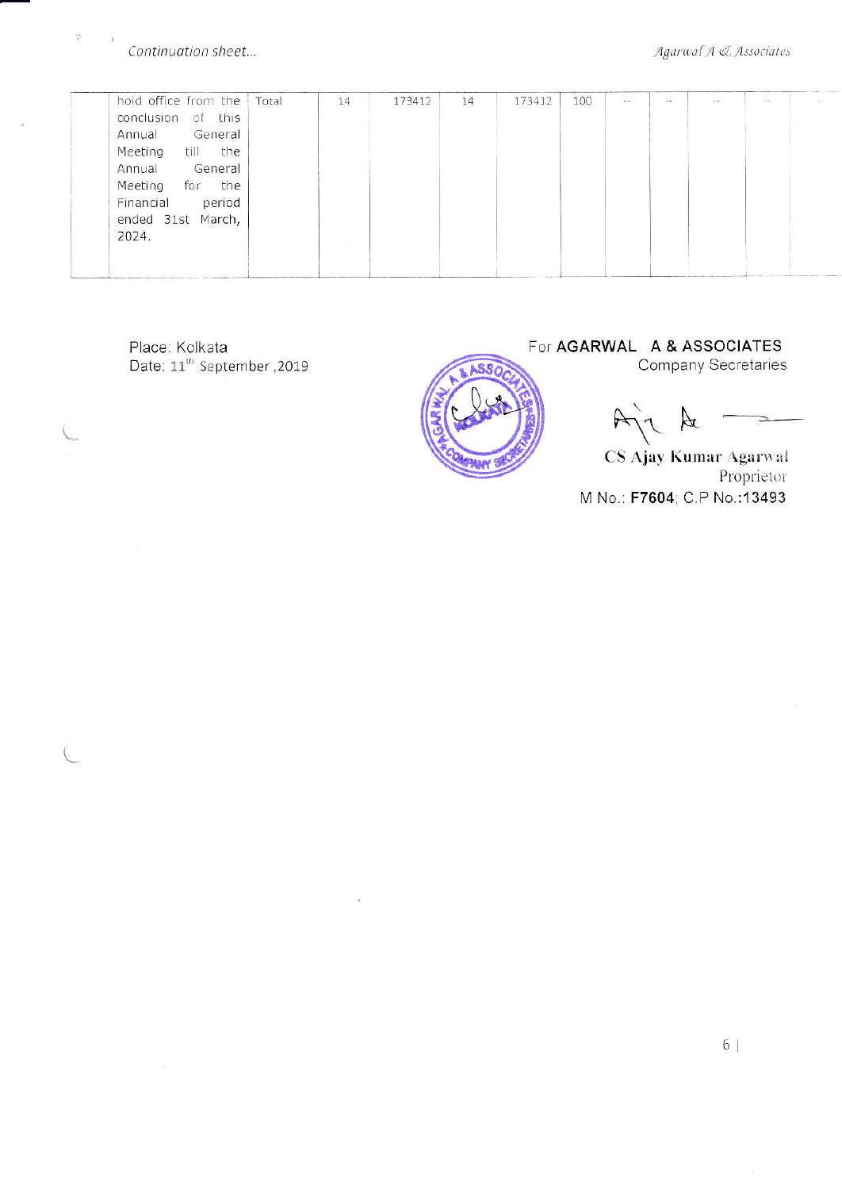Continuation sheet...

| | hold office from the conclusion of this Annual General Meeting till the Annual General Meeting for the Financial period ended 31st March, 2024. | Total | 14 | 173412 | 14 | 173412 | 100 | -- | -- | -- | -- | -- |
|---|---|---|---|---|---|---|---|---|---|---|---|---|

Place: Kolkata
Date: 11th September ,2019

For **AGARWAL A & ASSOCIATES**
Company Secretaries

**CS Ajay Kumar Agarwal**
Proprietor
M No.: **F7604**; C.P No.:**13493**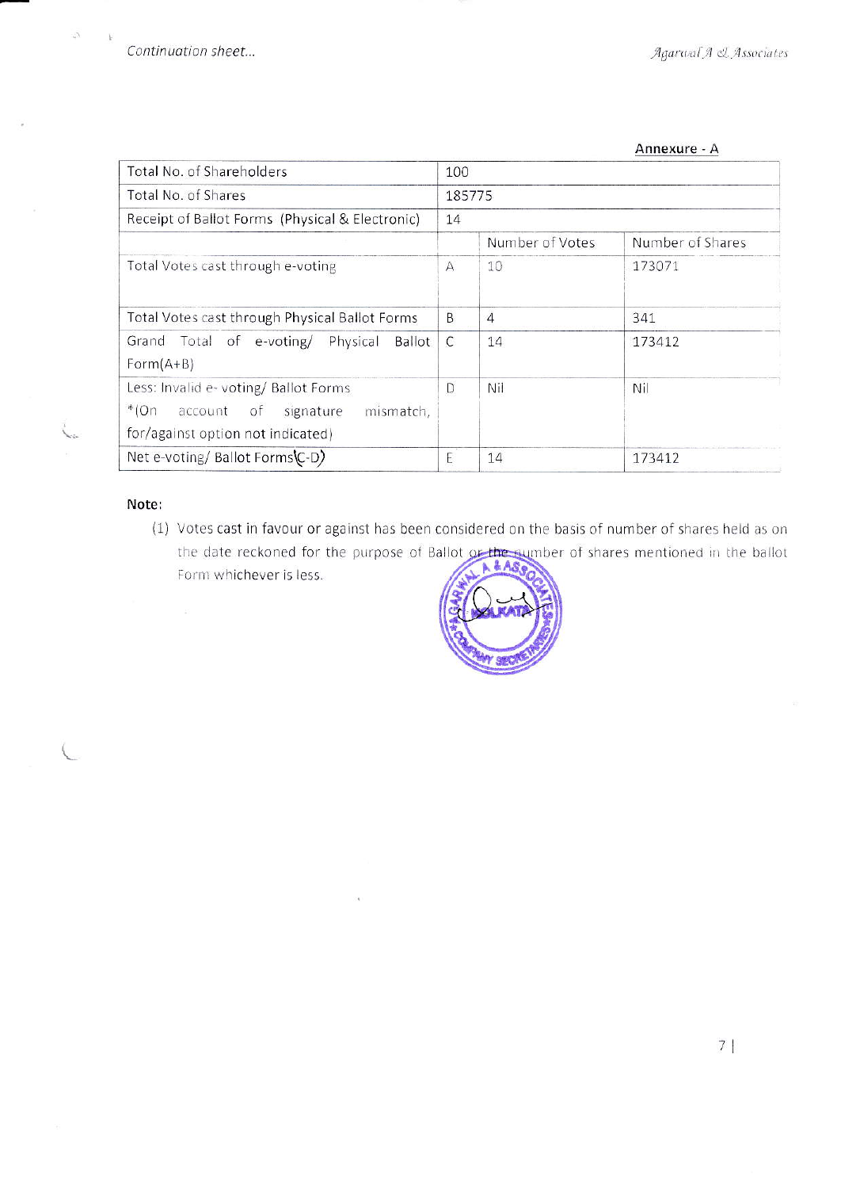Continuation sheet...

Annexure - A

| | | | |
|---|---|---|---|
| Total No. of Shareholders | 100 | | |
| Total No. of Shares | 185775 | | |
| Receipt of Ballot Forms (Physical & Electronic) | 14 | | |
| | | Number of Votes | Number of Shares |
| Total Votes cast through e-voting | A | 10 | 173071 |
| Total Votes cast through Physical Ballot Forms | B | 4 | 341 |
| Grand Total of e-voting/ Physical Ballot Form(A+B) | C | 14 | 173412 |
| Less: Invalid e- voting/ Ballot Forms *(On account of signature mismatch, for/against option not indicated) | D | Nil | Nil |
| Net e-voting/ Ballot Forms(C-D) | E | 14 | 173412 |

**Note:**

(1) Votes cast in favour or against has been considered on the basis of number of shares held as on the date reckoned for the purpose of Ballot or the number of shares mentioned in the ballot Form whichever is less.